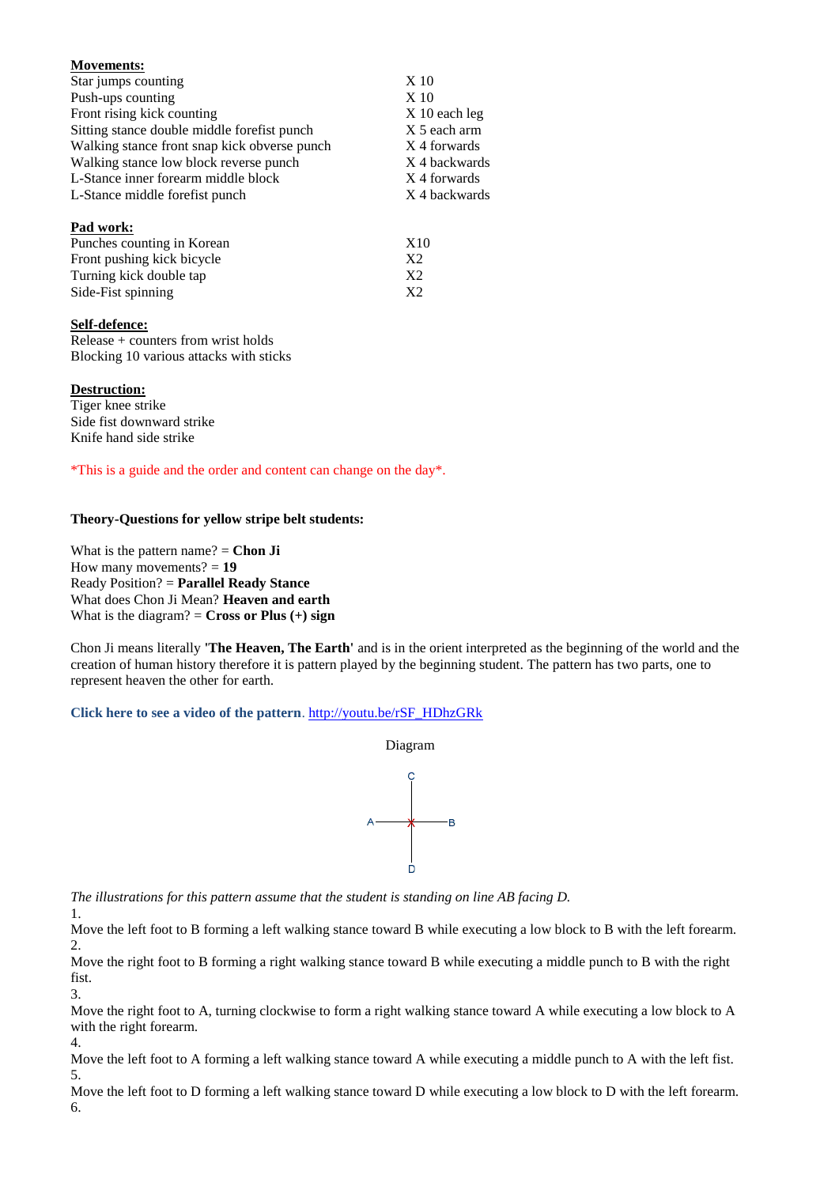**Movements:**

| | |
|---|---|
| Star jumps counting | X 10 |
| Push-ups counting | X 10 |
| Front rising kick counting | X 10 each leg |
| Sitting stance double middle forefist punch | X 5 each arm |
| Walking stance front snap kick obverse punch | X 4 forwards |
| Walking stance low block reverse punch | X 4 backwards |
| L-Stance inner forearm middle block | X 4 forwards |
| L-Stance middle forefist punch | X 4 backwards |

**Pad work:**

| | |
|---|---|
| Punches counting in Korean | X10 |
| Front pushing kick bicycle | X2 |
| Turning kick double tap | X2 |
| Side-Fist spinning | X2 |

**Self-defence:**

Release + counters from wrist holds
Blocking 10 various attacks with sticks

**Destruction:**

Tiger knee strike
Side fist downward strike
Knife hand side strike

*This is a guide and the order and content can change on the day*.

**Theory-Questions for yellow stripe belt students:**

What is the pattern name? = **Chon Ji**
How many movements? = **19**
Ready Position? = **Parallel Ready Stance**
What does Chon Ji Mean? **Heaven and earth**
What is the diagram? = **Cross or Plus (+) sign**

Chon Ji means literally **'The Heaven, The Earth'** and is in the orient interpreted as the beginning of the world and the creation of human history therefore it is pattern played by the beginning student. The pattern has two parts, one to represent heaven the other for earth.

**Click here to see a video of the pattern**. http://youtu.be/rSF_HDhzGRk

Diagram

```
        C
        |
  A ----x---- B
        |
        D
```

*The illustrations for this pattern assume that the student is standing on line AB facing D.*

1.
Move the left foot to B forming a left walking stance toward B while executing a low block to B with the left forearm.

2.
Move the right foot to B forming a right walking stance toward B while executing a middle punch to B with the right fist.

3.
Move the right foot to A, turning clockwise to form a right walking stance toward A while executing a low block to A with the right forearm.

4.
Move the left foot to A forming a left walking stance toward A while executing a middle punch to A with the left fist.

5.
Move the left foot to D forming a left walking stance toward D while executing a low block to D with the left forearm.

6.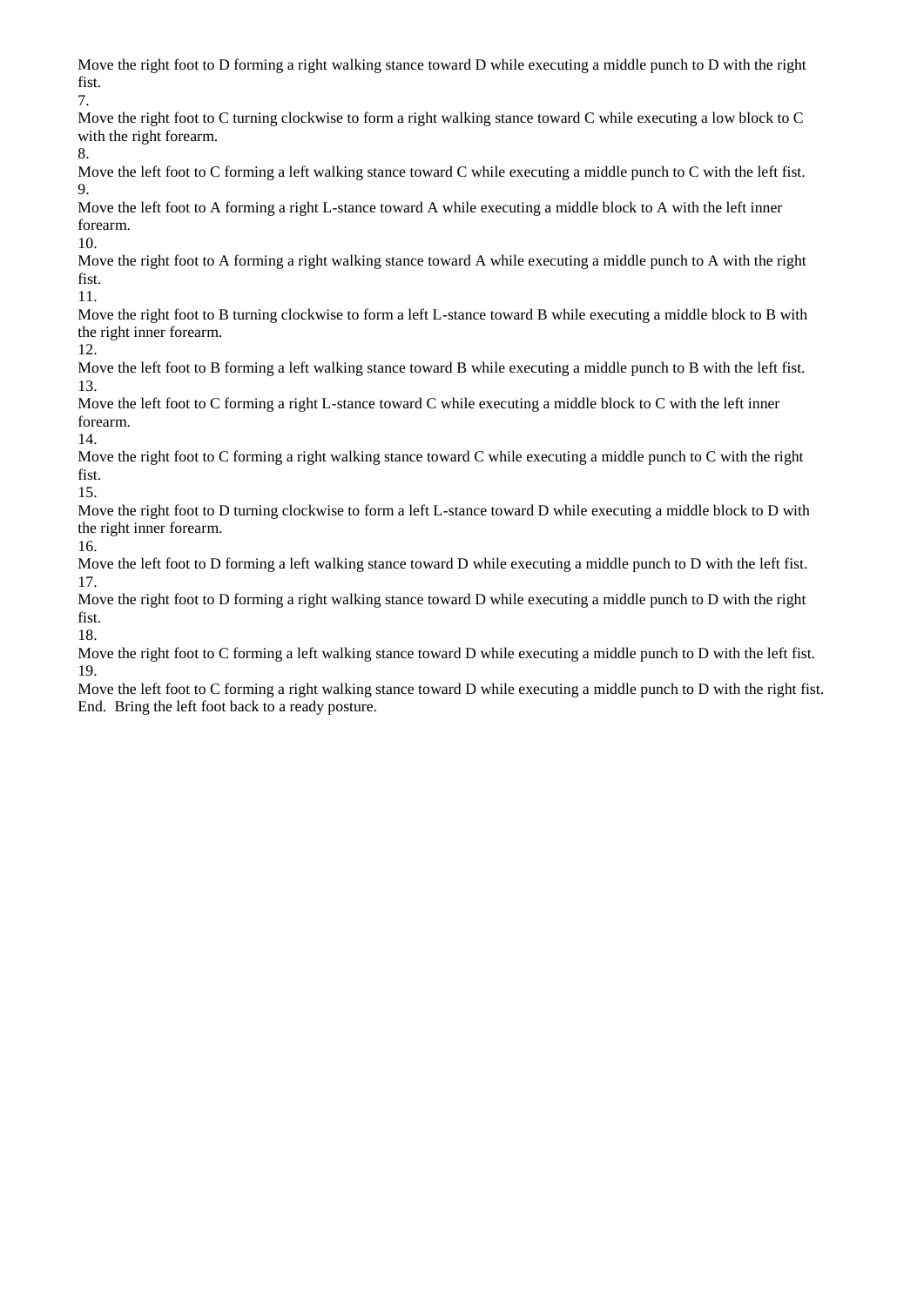Move the right foot to D forming a right walking stance toward D while executing a middle punch to D with the right fist.

7.

Move the right foot to C turning clockwise to form a right walking stance toward C while executing a low block to C with the right forearm.

8.

Move the left foot to C forming a left walking stance toward C while executing a middle punch to C with the left fist.

9.

Move the left foot to A forming a right L-stance toward A while executing a middle block to A with the left inner forearm.

10.

Move the right foot to A forming a right walking stance toward A while executing a middle punch to A with the right fist.

11.

Move the right foot to B turning clockwise to form a left L-stance toward B while executing a middle block to B with the right inner forearm.

12.

Move the left foot to B forming a left walking stance toward B while executing a middle punch to B with the left fist.

13.

Move the left foot to C forming a right L-stance toward C while executing a middle block to C with the left inner forearm.

14.

Move the right foot to C forming a right walking stance toward C while executing a middle punch to C with the right fist.

15.

Move the right foot to D turning clockwise to form a left L-stance toward D while executing a middle block to D with the right inner forearm.

16.

Move the left foot to D forming a left walking stance toward D while executing a middle punch to D with the left fist.

17.

Move the right foot to D forming a right walking stance toward D while executing a middle punch to D with the right fist.

18.

Move the right foot to C forming a left walking stance toward D while executing a middle punch to D with the left fist.

19.

Move the left foot to C forming a right walking stance toward D while executing a middle punch to D with the right fist.

End. Bring the left foot back to a ready posture.